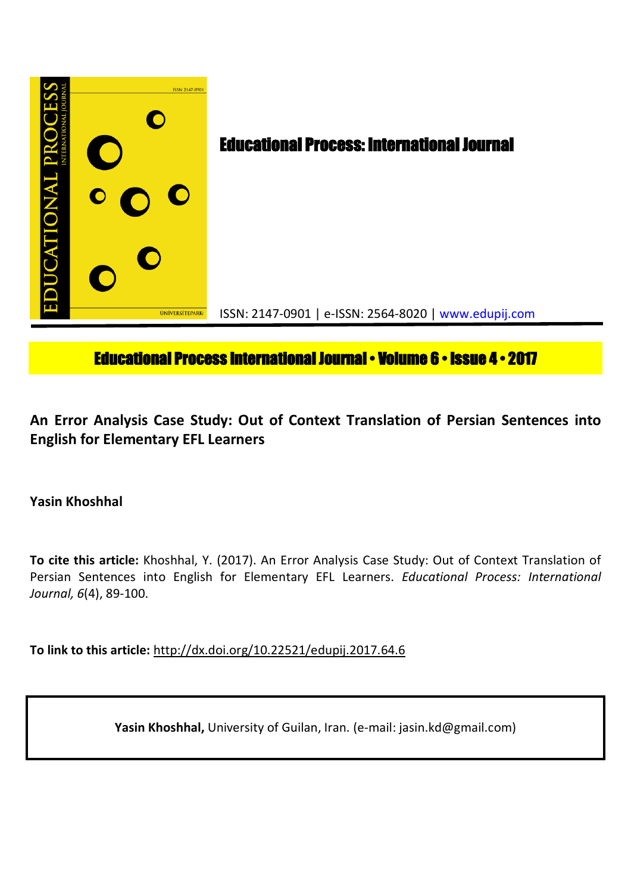# Educational Process: International Journal

ISSN: 2147-0901 | e-ISSN: 2564-8020 | www.edupij.com

**Educational Process International Journal • Volume 6 • Issue 4 • 2017**

## An Error Analysis Case Study: Out of Context Translation of Persian Sentences into English for Elementary EFL Learners

**Yasin Khoshhal**

**To cite this article:** Khoshhal, Y. (2017). An Error Analysis Case Study: Out of Context Translation of Persian Sentences into English for Elementary EFL Learners. *Educational Process: International Journal, 6*(4), 89-100.

**To link to this article:** http://dx.doi.org/10.22521/edupij.2017.64.6

**Yasin Khoshhal,** University of Guilan, Iran. (e-mail: jasin.kd@gmail.com)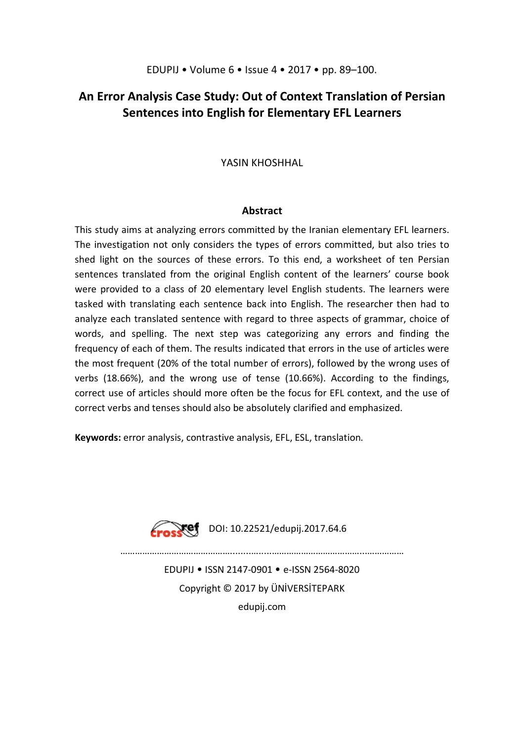# An Error Analysis Case Study: Out of Context Translation of Persian Sentences into English for Elementary EFL Learners

YASIN KHOSHHAL

## Abstract

This study aims at analyzing errors committed by the Iranian elementary EFL learners. The investigation not only considers the types of errors committed, but also tries to shed light on the sources of these errors. To this end, a worksheet of ten Persian sentences translated from the original English content of the learners' course book were provided to a class of 20 elementary level English students. The learners were tasked with translating each sentence back into English. The researcher then had to analyze each translated sentence with regard to three aspects of grammar, choice of words, and spelling. The next step was categorizing any errors and finding the frequency of each of them. The results indicated that errors in the use of articles were the most frequent (20% of the total number of errors), followed by the wrong uses of verbs (18.66%), and the wrong use of tense (10.66%). According to the findings, correct use of articles should more often be the focus for EFL context, and the use of correct verbs and tenses should also be absolutely clarified and emphasized.

**Keywords:** error analysis, contrastive analysis, EFL, ESL, translation.

DOI: 10.22521/edupij.2017.64.6

EDUPIJ • ISSN 2147-0901 • e-ISSN 2564-8020

Copyright © 2017 by ÜNİVERSİTEPARK

edupij.com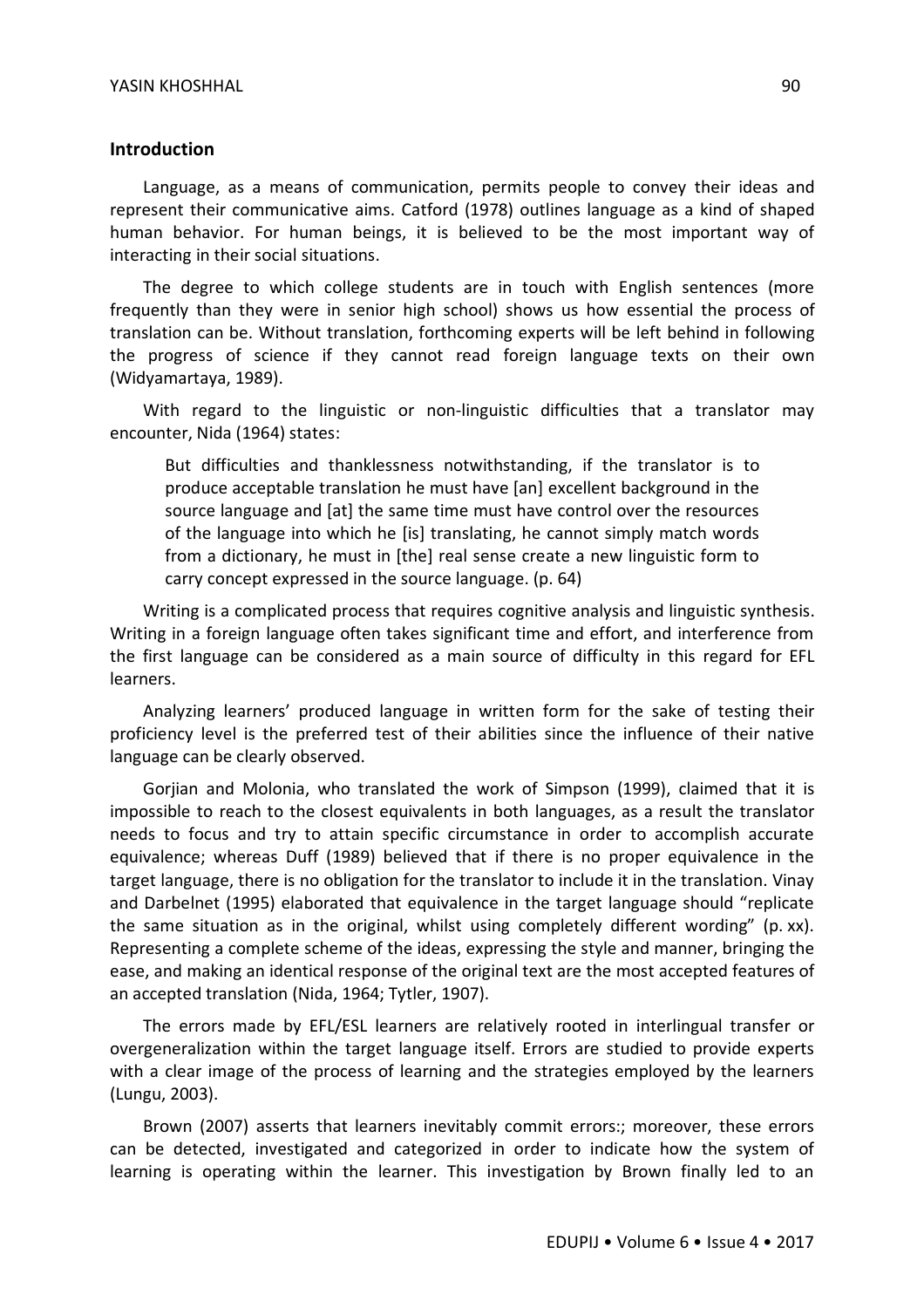## Introduction

Language, as a means of communication, permits people to convey their ideas and represent their communicative aims. Catford (1978) outlines language as a kind of shaped human behavior. For human beings, it is believed to be the most important way of interacting in their social situations.

The degree to which college students are in touch with English sentences (more frequently than they were in senior high school) shows us how essential the process of translation can be. Without translation, forthcoming experts will be left behind in following the progress of science if they cannot read foreign language texts on their own (Widyamartaya, 1989).

With regard to the linguistic or non-linguistic difficulties that a translator may encounter, Nida (1964) states:

> But difficulties and thanklessness notwithstanding, if the translator is to produce acceptable translation he must have [an] excellent background in the source language and [at] the same time must have control over the resources of the language into which he [is] translating, he cannot simply match words from a dictionary, he must in [the] real sense create a new linguistic form to carry concept expressed in the source language. (p. 64)

Writing is a complicated process that requires cognitive analysis and linguistic synthesis. Writing in a foreign language often takes significant time and effort, and interference from the first language can be considered as a main source of difficulty in this regard for EFL learners.

Analyzing learners' produced language in written form for the sake of testing their proficiency level is the preferred test of their abilities since the influence of their native language can be clearly observed.

Gorjian and Molonia, who translated the work of Simpson (1999), claimed that it is impossible to reach to the closest equivalents in both languages, as a result the translator needs to focus and try to attain specific circumstance in order to accomplish accurate equivalence; whereas Duff (1989) believed that if there is no proper equivalence in the target language, there is no obligation for the translator to include it in the translation. Vinay and Darbelnet (1995) elaborated that equivalence in the target language should "replicate the same situation as in the original, whilst using completely different wording" (p. xx). Representing a complete scheme of the ideas, expressing the style and manner, bringing the ease, and making an identical response of the original text are the most accepted features of an accepted translation (Nida, 1964; Tytler, 1907).

The errors made by EFL/ESL learners are relatively rooted in interlingual transfer or overgeneralization within the target language itself. Errors are studied to provide experts with a clear image of the process of learning and the strategies employed by the learners (Lungu, 2003).

Brown (2007) asserts that learners inevitably commit errors:; moreover, these errors can be detected, investigated and categorized in order to indicate how the system of learning is operating within the learner. This investigation by Brown finally led to an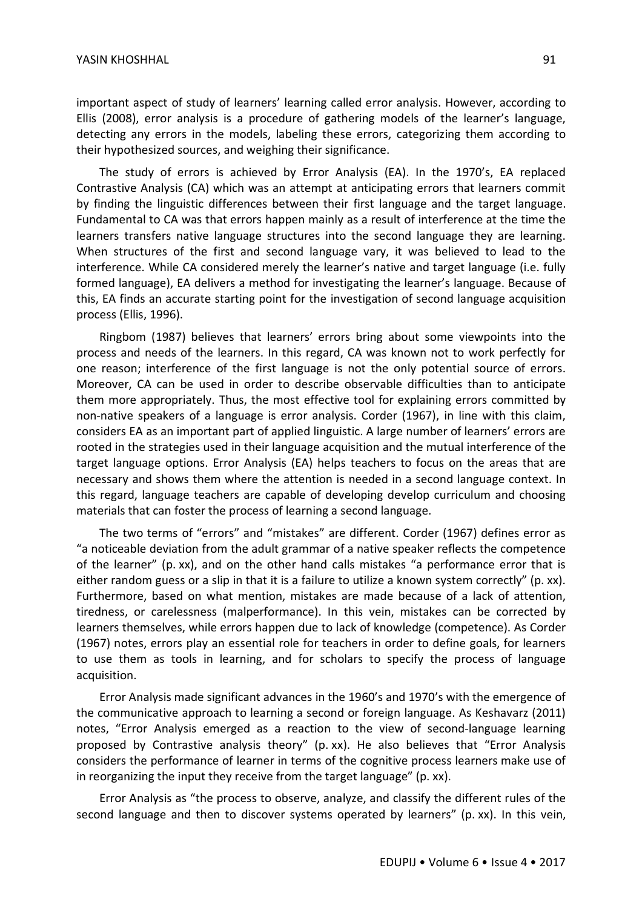important aspect of study of learners' learning called error analysis. However, according to Ellis (2008), error analysis is a procedure of gathering models of the learner's language, detecting any errors in the models, labeling these errors, categorizing them according to their hypothesized sources, and weighing their significance.

The study of errors is achieved by Error Analysis (EA). In the 1970's, EA replaced Contrastive Analysis (CA) which was an attempt at anticipating errors that learners commit by finding the linguistic differences between their first language and the target language. Fundamental to CA was that errors happen mainly as a result of interference at the time the learners transfers native language structures into the second language they are learning. When structures of the first and second language vary, it was believed to lead to the interference. While CA considered merely the learner's native and target language (i.e. fully formed language), EA delivers a method for investigating the learner's language. Because of this, EA finds an accurate starting point for the investigation of second language acquisition process (Ellis, 1996).

Ringbom (1987) believes that learners' errors bring about some viewpoints into the process and needs of the learners. In this regard, CA was known not to work perfectly for one reason; interference of the first language is not the only potential source of errors. Moreover, CA can be used in order to describe observable difficulties than to anticipate them more appropriately. Thus, the most effective tool for explaining errors committed by non-native speakers of a language is error analysis. Corder (1967), in line with this claim, considers EA as an important part of applied linguistic. A large number of learners' errors are rooted in the strategies used in their language acquisition and the mutual interference of the target language options. Error Analysis (EA) helps teachers to focus on the areas that are necessary and shows them where the attention is needed in a second language context. In this regard, language teachers are capable of developing develop curriculum and choosing materials that can foster the process of learning a second language.

The two terms of "errors" and "mistakes" are different. Corder (1967) defines error as "a noticeable deviation from the adult grammar of a native speaker reflects the competence of the learner" (p. xx), and on the other hand calls mistakes "a performance error that is either random guess or a slip in that it is a failure to utilize a known system correctly" (p. xx). Furthermore, based on what mention, mistakes are made because of a lack of attention, tiredness, or carelessness (malperformance). In this vein, mistakes can be corrected by learners themselves, while errors happen due to lack of knowledge (competence). As Corder (1967) notes, errors play an essential role for teachers in order to define goals, for learners to use them as tools in learning, and for scholars to specify the process of language acquisition.

Error Analysis made significant advances in the 1960's and 1970's with the emergence of the communicative approach to learning a second or foreign language. As Keshavarz (2011) notes, "Error Analysis emerged as a reaction to the view of second-language learning proposed by Contrastive analysis theory" (p. xx). He also believes that "Error Analysis considers the performance of learner in terms of the cognitive process learners make use of in reorganizing the input they receive from the target language" (p. xx).

Error Analysis as "the process to observe, analyze, and classify the different rules of the second language and then to discover systems operated by learners" (p. xx). In this vein,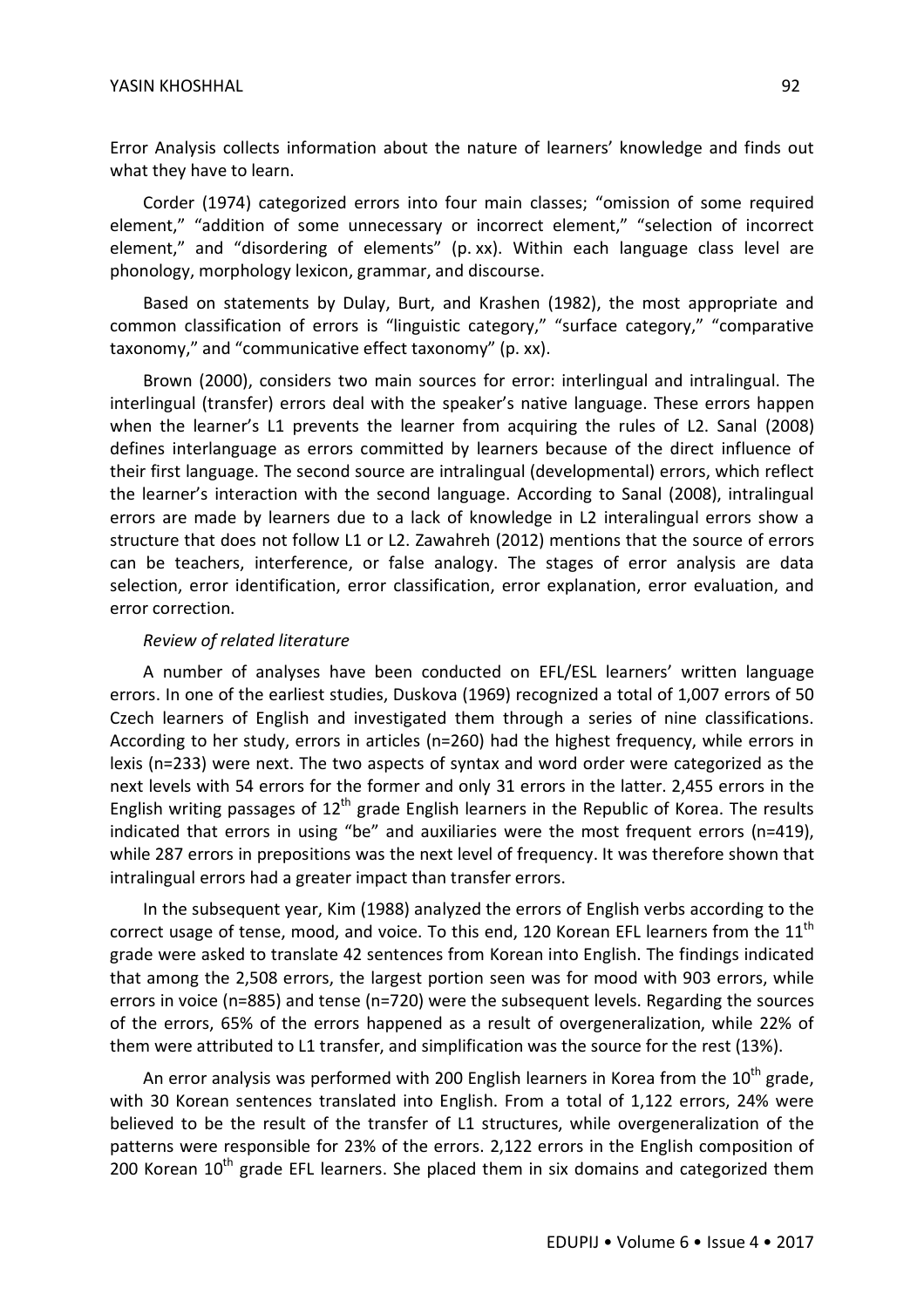Error Analysis collects information about the nature of learners' knowledge and finds out what they have to learn.

Corder (1974) categorized errors into four main classes; "omission of some required element," "addition of some unnecessary or incorrect element," "selection of incorrect element," and "disordering of elements" (p. xx). Within each language class level are phonology, morphology lexicon, grammar, and discourse.

Based on statements by Dulay, Burt, and Krashen (1982), the most appropriate and common classification of errors is "linguistic category," "surface category," "comparative taxonomy," and "communicative effect taxonomy" (p. xx).

Brown (2000), considers two main sources for error: interlingual and intralingual. The interlingual (transfer) errors deal with the speaker's native language. These errors happen when the learner's L1 prevents the learner from acquiring the rules of L2. Sanal (2008) defines interlanguage as errors committed by learners because of the direct influence of their first language. The second source are intralingual (developmental) errors, which reflect the learner's interaction with the second language. According to Sanal (2008), intralingual errors are made by learners due to a lack of knowledge in L2 interalingual errors show a structure that does not follow L1 or L2. Zawahreh (2012) mentions that the source of errors can be teachers, interference, or false analogy. The stages of error analysis are data selection, error identification, error classification, error explanation, error evaluation, and error correction.

*Review of related literature*

A number of analyses have been conducted on EFL/ESL learners' written language errors. In one of the earliest studies, Duskova (1969) recognized a total of 1,007 errors of 50 Czech learners of English and investigated them through a series of nine classifications. According to her study, errors in articles (n=260) had the highest frequency, while errors in lexis (n=233) were next. The two aspects of syntax and word order were categorized as the next levels with 54 errors for the former and only 31 errors in the latter. 2,455 errors in the English writing passages of 12th grade English learners in the Republic of Korea. The results indicated that errors in using "be" and auxiliaries were the most frequent errors (n=419), while 287 errors in prepositions was the next level of frequency. It was therefore shown that intralingual errors had a greater impact than transfer errors.

In the subsequent year, Kim (1988) analyzed the errors of English verbs according to the correct usage of tense, mood, and voice. To this end, 120 Korean EFL learners from the 11th grade were asked to translate 42 sentences from Korean into English. The findings indicated that among the 2,508 errors, the largest portion seen was for mood with 903 errors, while errors in voice (n=885) and tense (n=720) were the subsequent levels. Regarding the sources of the errors, 65% of the errors happened as a result of overgeneralization, while 22% of them were attributed to L1 transfer, and simplification was the source for the rest (13%).

An error analysis was performed with 200 English learners in Korea from the 10th grade, with 30 Korean sentences translated into English. From a total of 1,122 errors, 24% were believed to be the result of the transfer of L1 structures, while overgeneralization of the patterns were responsible for 23% of the errors. 2,122 errors in the English composition of 200 Korean 10th grade EFL learners. She placed them in six domains and categorized them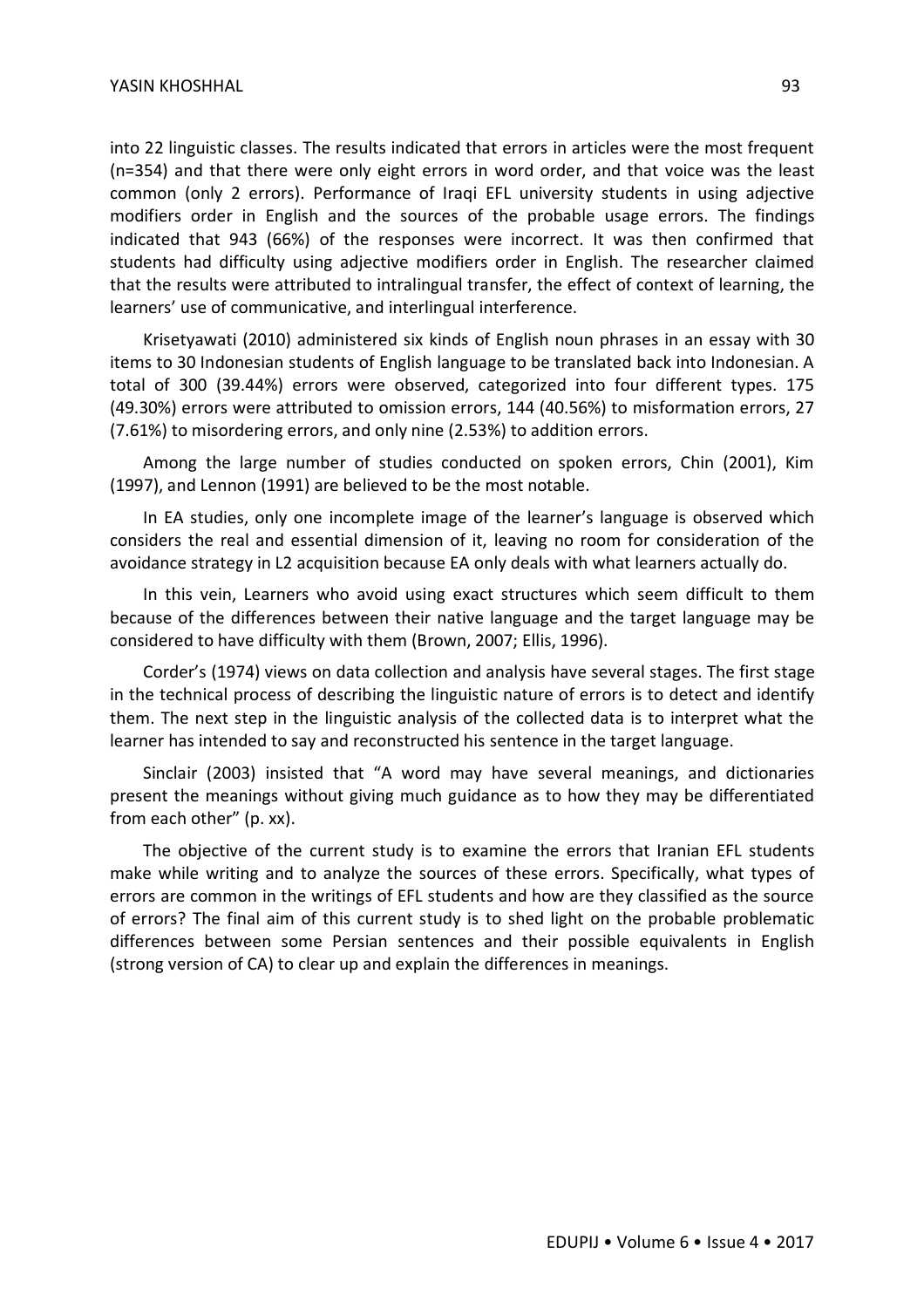into 22 linguistic classes. The results indicated that errors in articles were the most frequent (n=354) and that there were only eight errors in word order, and that voice was the least common (only 2 errors). Performance of Iraqi EFL university students in using adjective modifiers order in English and the sources of the probable usage errors. The findings indicated that 943 (66%) of the responses were incorrect. It was then confirmed that students had difficulty using adjective modifiers order in English. The researcher claimed that the results were attributed to intralingual transfer, the effect of context of learning, the learners' use of communicative, and interlingual interference.

Krisetyawati (2010) administered six kinds of English noun phrases in an essay with 30 items to 30 Indonesian students of English language to be translated back into Indonesian. A total of 300 (39.44%) errors were observed, categorized into four different types. 175 (49.30%) errors were attributed to omission errors, 144 (40.56%) to misformation errors, 27 (7.61%) to misordering errors, and only nine (2.53%) to addition errors.

Among the large number of studies conducted on spoken errors, Chin (2001), Kim (1997), and Lennon (1991) are believed to be the most notable.

In EA studies, only one incomplete image of the learner's language is observed which considers the real and essential dimension of it, leaving no room for consideration of the avoidance strategy in L2 acquisition because EA only deals with what learners actually do.

In this vein, Learners who avoid using exact structures which seem difficult to them because of the differences between their native language and the target language may be considered to have difficulty with them (Brown, 2007; Ellis, 1996).

Corder's (1974) views on data collection and analysis have several stages. The first stage in the technical process of describing the linguistic nature of errors is to detect and identify them. The next step in the linguistic analysis of the collected data is to interpret what the learner has intended to say and reconstructed his sentence in the target language.

Sinclair (2003) insisted that "A word may have several meanings, and dictionaries present the meanings without giving much guidance as to how they may be differentiated from each other" (p. xx).

The objective of the current study is to examine the errors that Iranian EFL students make while writing and to analyze the sources of these errors. Specifically, what types of errors are common in the writings of EFL students and how are they classified as the source of errors? The final aim of this current study is to shed light on the probable problematic differences between some Persian sentences and their possible equivalents in English (strong version of CA) to clear up and explain the differences in meanings.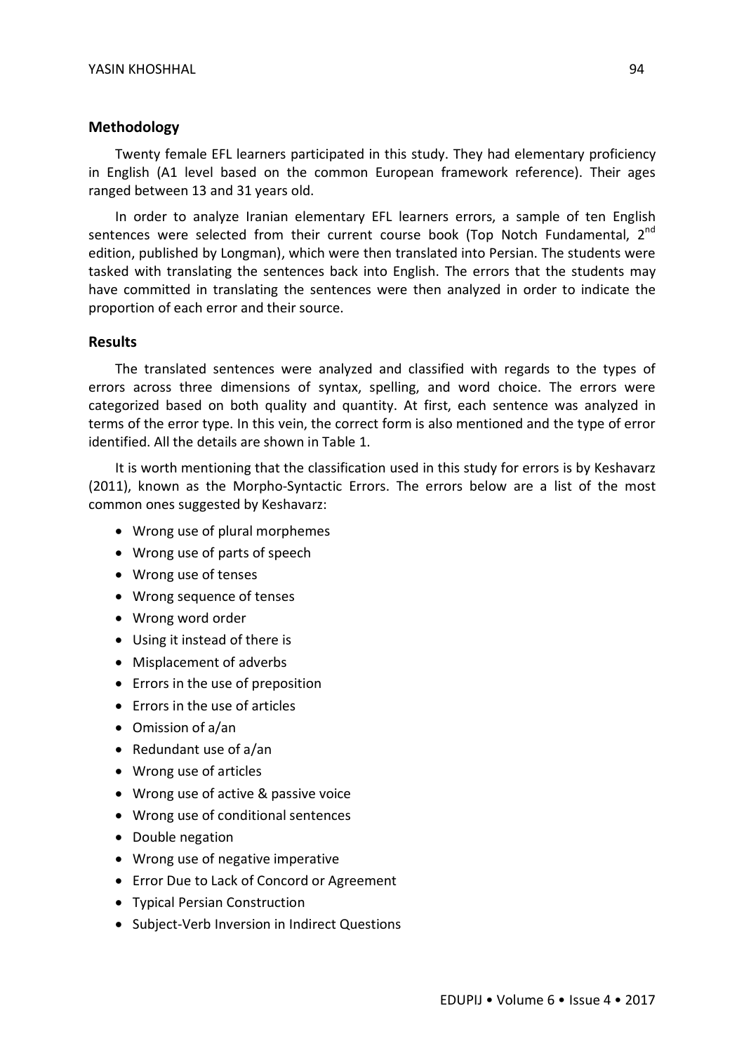## Methodology

Twenty female EFL learners participated in this study. They had elementary proficiency in English (A1 level based on the common European framework reference). Their ages ranged between 13 and 31 years old.

In order to analyze Iranian elementary EFL learners errors, a sample of ten English sentences were selected from their current course book (Top Notch Fundamental, 2nd edition, published by Longman), which were then translated into Persian. The students were tasked with translating the sentences back into English. The errors that the students may have committed in translating the sentences were then analyzed in order to indicate the proportion of each error and their source.

## Results

The translated sentences were analyzed and classified with regards to the types of errors across three dimensions of syntax, spelling, and word choice. The errors were categorized based on both quality and quantity. At first, each sentence was analyzed in terms of the error type. In this vein, the correct form is also mentioned and the type of error identified. All the details are shown in Table 1.

It is worth mentioning that the classification used in this study for errors is by Keshavarz (2011), known as the Morpho-Syntactic Errors. The errors below are a list of the most common ones suggested by Keshavarz:

- Wrong use of plural morphemes
- Wrong use of parts of speech
- Wrong use of tenses
- Wrong sequence of tenses
- Wrong word order
- Using it instead of there is
- Misplacement of adverbs
- Errors in the use of preposition
- Errors in the use of articles
- Omission of a/an
- Redundant use of a/an
- Wrong use of articles
- Wrong use of active & passive voice
- Wrong use of conditional sentences
- Double negation
- Wrong use of negative imperative
- Error Due to Lack of Concord or Agreement
- Typical Persian Construction
- Subject-Verb Inversion in Indirect Questions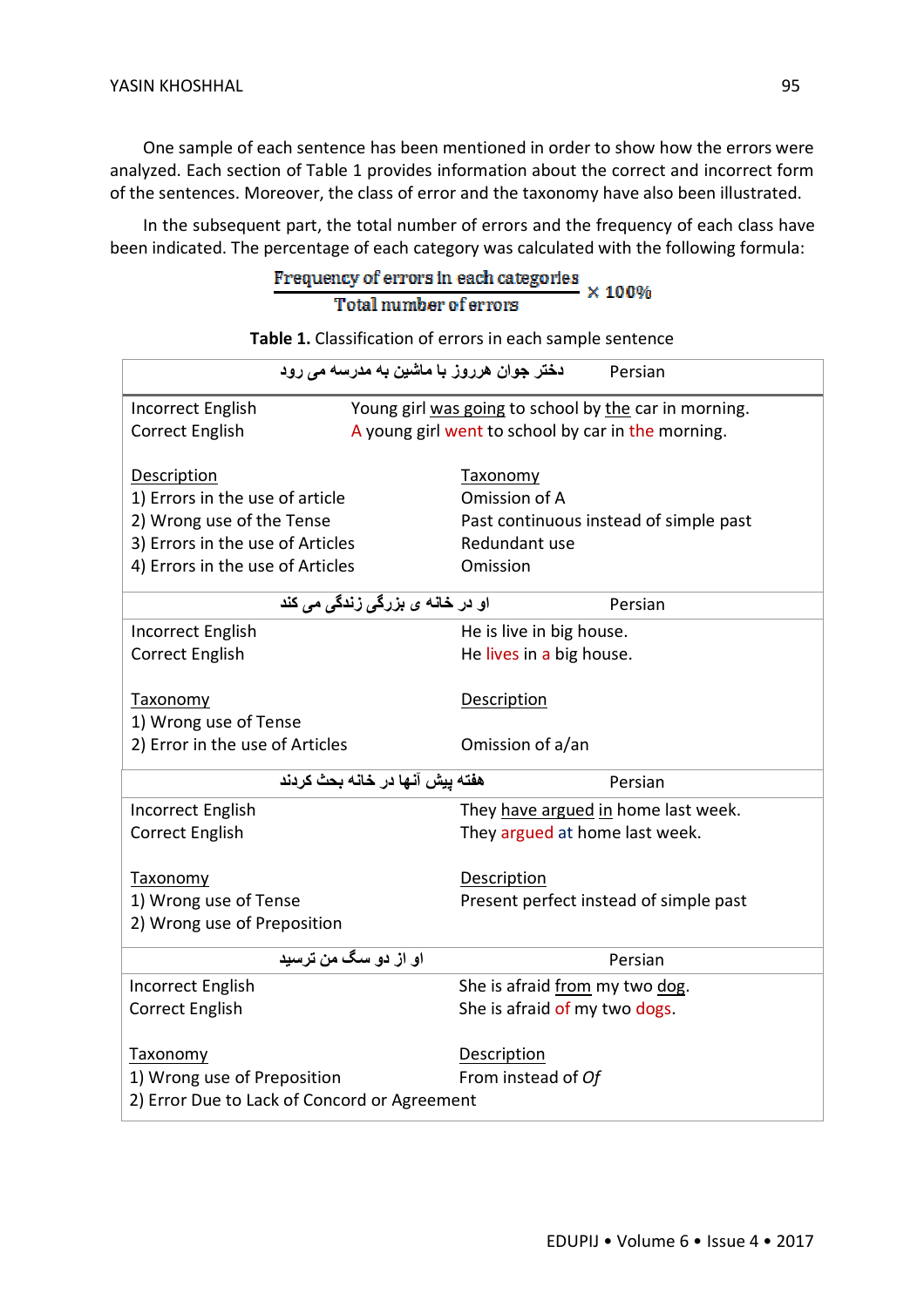One sample of each sentence has been mentioned in order to show how the errors were analyzed. Each section of Table 1 provides information about the correct and incorrect form of the sentences. Moreover, the class of error and the taxonomy have also been illustrated.

In the subsequent part, the total number of errors and the frequency of each class have been indicated. The percentage of each category was calculated with the following formula:

$$\frac{\text{Frequency of errors in each categories}}{\text{Total number of errors}} \times 100\%$$

**Table 1.** Classification of errors in each sample sentence

| | |
|---|---|
| دختر جوان هرروز با ماشین به مدرسه می رود | Persian |
| Incorrect English | Young girl was going to school by the car in morning. |
| Correct English | A young girl went to school by car in the morning. |
| Description | Taxonomy |
| 1) Errors in the use of article | Omission of A |
| 2) Wrong use of the Tense | Past continuous instead of simple past |
| 3) Errors in the use of Articles | Redundant use |
| 4) Errors in the use of Articles | Omission |
| او در خانه ی بزرگی زندگی می کند | Persian |
| Incorrect English | He is live in big house. |
| Correct English | He lives in a big house. |
| Taxonomy | Description |
| 1) Wrong use of Tense | |
| 2) Error in the use of Articles | Omission of a/an |
| هفته پیش آنها در خانه بحث کردند | Persian |
| Incorrect English | They have argued in home last week. |
| Correct English | They argued at home last week. |
| Taxonomy | Description |
| 1) Wrong use of Tense | Present perfect instead of simple past |
| 2) Wrong use of Preposition | |
| او از دو سگ من ترسید | Persian |
| Incorrect English | She is afraid from my two dog. |
| Correct English | She is afraid of my two dogs. |
| Taxonomy | Description |
| 1) Wrong use of Preposition | From instead of *Of* |
| 2) Error Due to Lack of Concord or Agreement | |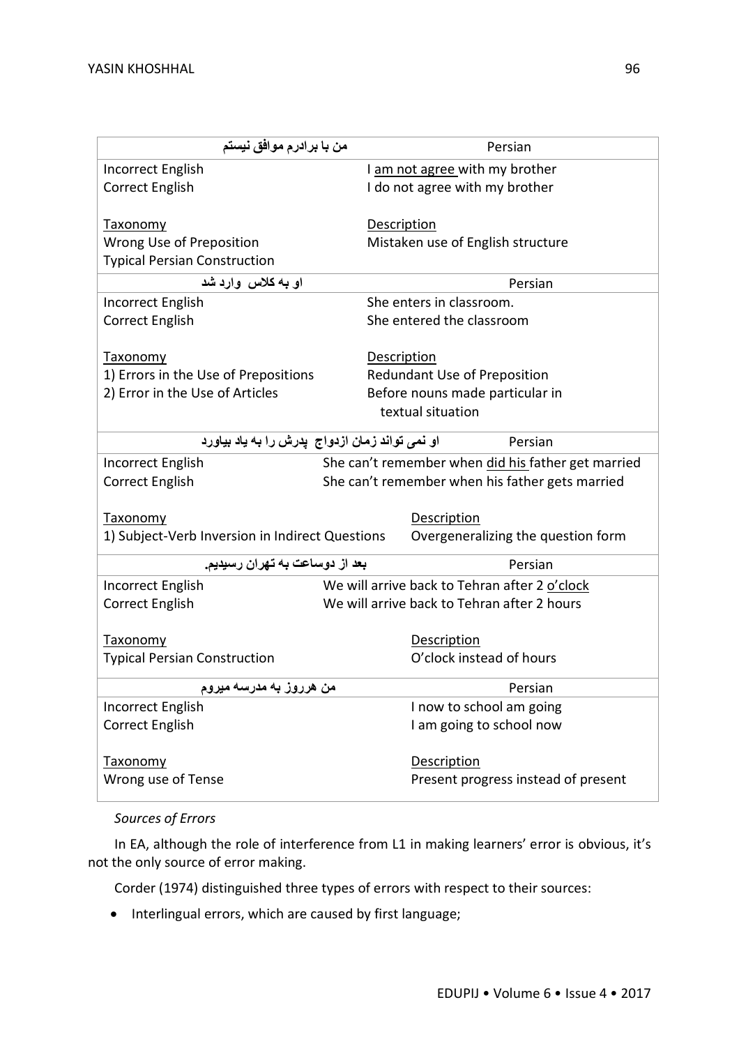| من با برادرم موافق نیستم | Persian |
|---|---|
| Incorrect English | I am not agree with my brother |
| Correct English | I do not agree with my brother |
| Taxonomy | Description |
| Wrong Use of Preposition<br>Typical Persian Construction | Mistaken use of English structure |

| او به کلاس وارد شد | Persian |
|---|---|
| Incorrect English | She enters in classroom. |
| Correct English | She entered the classroom |
| Taxonomy | Description |
| 1) Errors in the Use of Prepositions | Redundant Use of Preposition |
| 2) Error in the Use of Articles | Before nouns made particular in textual situation |

| او نمی تواند زمان ازدواج پدرش را به یاد بیاورد | Persian |
|---|---|
| Incorrect English | She can't remember when did his father get married |
| Correct English | She can't remember when his father gets married |
| Taxonomy | Description |
| 1) Subject-Verb Inversion in Indirect Questions | Overgeneralizing the question form |

| بعد از دوساعت به تهران رسیدیم. | Persian |
|---|---|
| Incorrect English | We will arrive back to Tehran after 2 o'clock |
| Correct English | We will arrive back to Tehran after 2 hours |
| Taxonomy | Description |
| Typical Persian Construction | O'clock instead of hours |

| من هرروز به مدرسه میروم | Persian |
|---|---|
| Incorrect English | I now to school am going |
| Correct English | I am going to school now |
| Taxonomy | Description |
| Wrong use of Tense | Present progress instead of present |

*Sources of Errors*

In EA, although the role of interference from L1 in making learners' error is obvious, it's not the only source of error making.

Corder (1974) distinguished three types of errors with respect to their sources:

- Interlingual errors, which are caused by first language;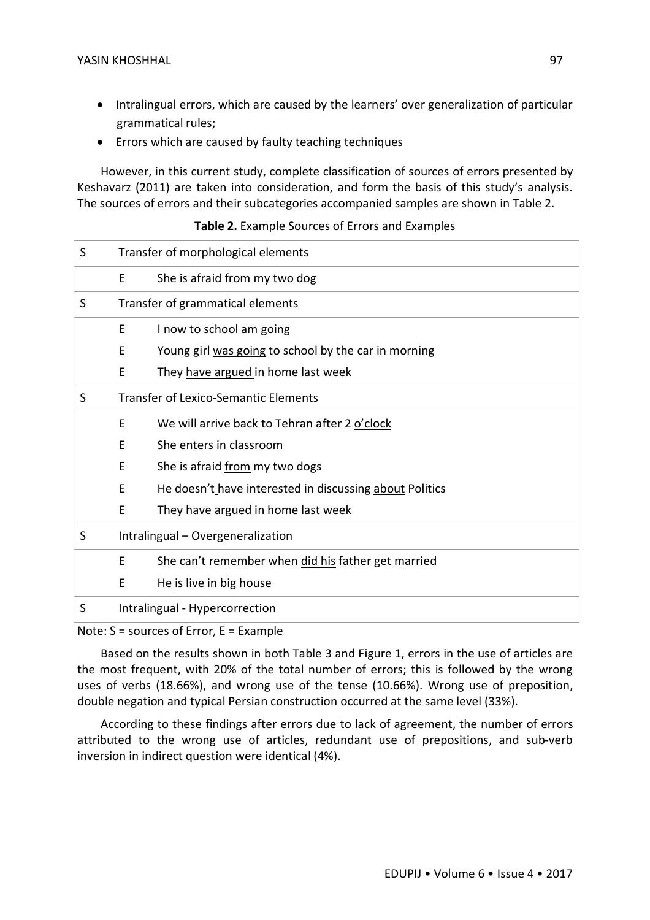- Intralingual errors, which are caused by the learners' over generalization of particular grammatical rules;
- Errors which are caused by faulty teaching techniques

However, in this current study, complete classification of sources of errors presented by Keshavarz (2011) are taken into consideration, and form the basis of this study's analysis. The sources of errors and their subcategories accompanied samples are shown in Table 2.

**Table 2.** Example Sources of Errors and Examples

| S | Transfer of morphological elements | |
|---|---|---|
| | E | She is afraid from my two dog |
| S | Transfer of grammatical elements | |
| | E | I now to school am going |
| | E | Young girl <u>was going</u> to school by the car in morning |
| | E | They <u>have argued</u> in home last week |
| S | Transfer of Lexico-Semantic Elements | |
| | E | We will arrive back to Tehran after 2 <u>o'clock</u> |
| | E | She enters <u>in</u> classroom |
| | E | She is afraid <u>from</u> my two dogs |
| | E | He doesn't have interested in discussing <u>about</u> Politics |
| | E | They have argued <u>in</u> home last week |
| S | Intralingual – Overgeneralization | |
| | E | She can't remember when <u>did his</u> father get married |
| | E | He <u>is live</u> in big house |
| S | Intralingual - Hypercorrection | |

Note: S = sources of Error, E = Example

Based on the results shown in both Table 3 and Figure 1, errors in the use of articles are the most frequent, with 20% of the total number of errors; this is followed by the wrong uses of verbs (18.66%), and wrong use of the tense (10.66%). Wrong use of preposition, double negation and typical Persian construction occurred at the same level (33%).

According to these findings after errors due to lack of agreement, the number of errors attributed to the wrong use of articles, redundant use of prepositions, and sub-verb inversion in indirect question were identical (4%).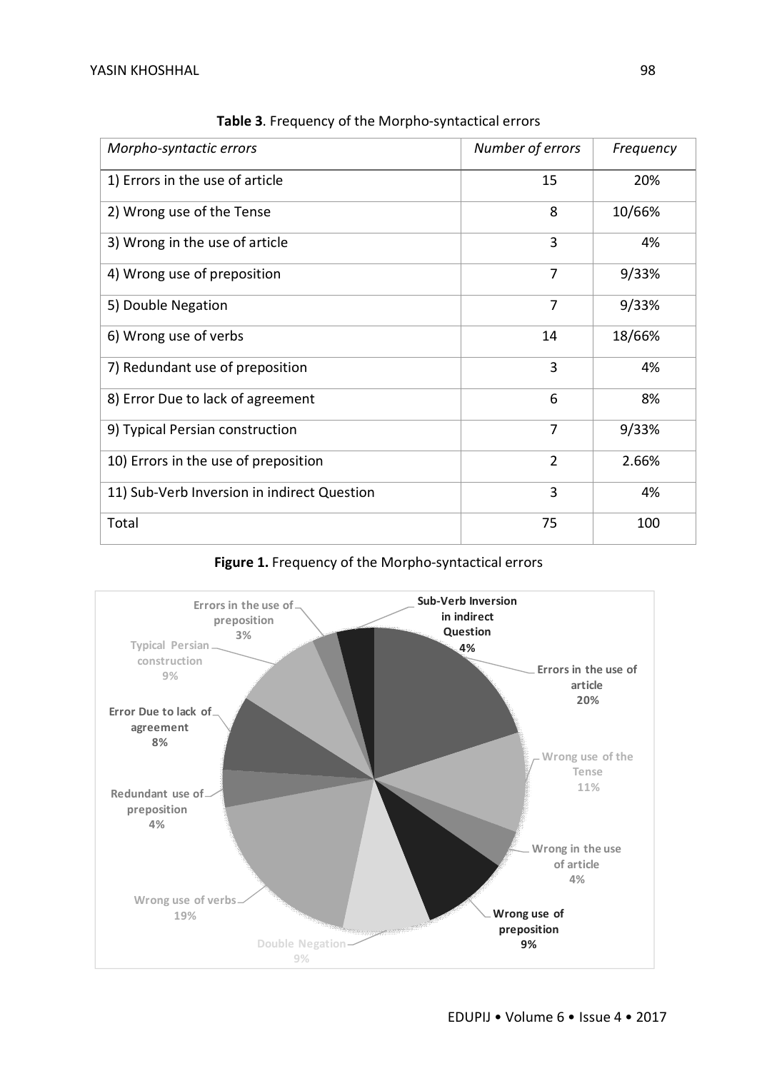**Table 3**. Frequency of the Morpho-syntactical errors

| *Morpho-syntactic errors* | *Number of errors* | *Frequency* |
|---|---|---|
| 1) Errors in the use of article | 15 | 20% |
| 2) Wrong use of the Tense | 8 | 10/66% |
| 3) Wrong in the use of article | 3 | 4% |
| 4) Wrong use of preposition | 7 | 9/33% |
| 5) Double Negation | 7 | 9/33% |
| 6) Wrong use of verbs | 14 | 18/66% |
| 7) Redundant use of preposition | 3 | 4% |
| 8) Error Due to lack of agreement | 6 | 8% |
| 9) Typical Persian construction | 7 | 9/33% |
| 10) Errors in the use of preposition | 2 | 2.66% |
| 11) Sub-Verb Inversion in indirect Question | 3 | 4% |
| Total | 75 | 100 |

**Figure 1.** Frequency of the Morpho-syntactical errors

Errors in the use of article 20%; Wrong use of the Tense 11%; Wrong in the use of article 4%; Wrong use of preposition 9%; Double Negation 9%; Wrong use of verbs 19%; Redundant use of preposition 4%; Error Due to lack of agreement 8%; Typical Persian construction 9%; Errors in the use of preposition 3%; Sub-Verb Inversion in indirect Question 4%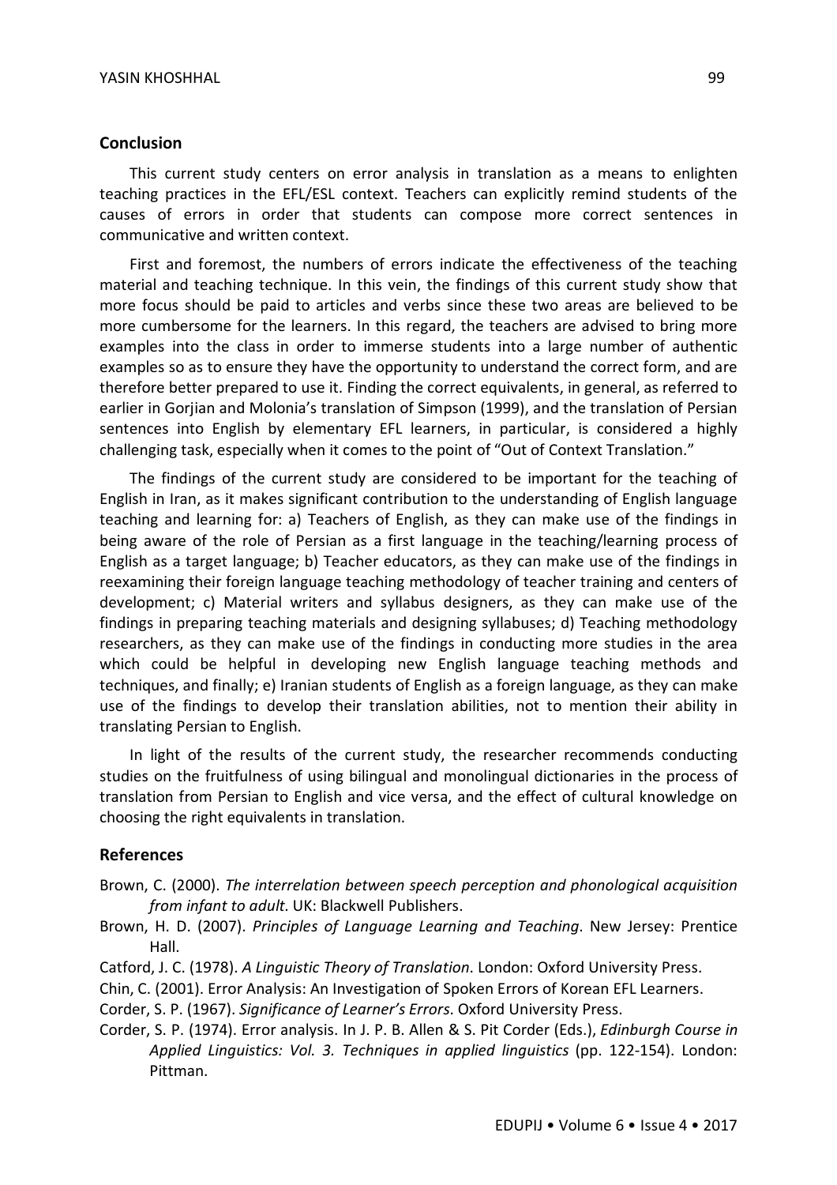## Conclusion

This current study centers on error analysis in translation as a means to enlighten teaching practices in the EFL/ESL context. Teachers can explicitly remind students of the causes of errors in order that students can compose more correct sentences in communicative and written context.

First and foremost, the numbers of errors indicate the effectiveness of the teaching material and teaching technique. In this vein, the findings of this current study show that more focus should be paid to articles and verbs since these two areas are believed to be more cumbersome for the learners. In this regard, the teachers are advised to bring more examples into the class in order to immerse students into a large number of authentic examples so as to ensure they have the opportunity to understand the correct form, and are therefore better prepared to use it. Finding the correct equivalents, in general, as referred to earlier in Gorjian and Molonia's translation of Simpson (1999), and the translation of Persian sentences into English by elementary EFL learners, in particular, is considered a highly challenging task, especially when it comes to the point of "Out of Context Translation."

The findings of the current study are considered to be important for the teaching of English in Iran, as it makes significant contribution to the understanding of English language teaching and learning for: a) Teachers of English, as they can make use of the findings in being aware of the role of Persian as a first language in the teaching/learning process of English as a target language; b) Teacher educators, as they can make use of the findings in reexamining their foreign language teaching methodology of teacher training and centers of development; c) Material writers and syllabus designers, as they can make use of the findings in preparing teaching materials and designing syllabuses; d) Teaching methodology researchers, as they can make use of the findings in conducting more studies in the area which could be helpful in developing new English language teaching methods and techniques, and finally; e) Iranian students of English as a foreign language, as they can make use of the findings to develop their translation abilities, not to mention their ability in translating Persian to English.

In light of the results of the current study, the researcher recommends conducting studies on the fruitfulness of using bilingual and monolingual dictionaries in the process of translation from Persian to English and vice versa, and the effect of cultural knowledge on choosing the right equivalents in translation.

## References

Brown, C. (2000). *The interrelation between speech perception and phonological acquisition from infant to adult*. UK: Blackwell Publishers.

Brown, H. D. (2007). *Principles of Language Learning and Teaching*. New Jersey: Prentice Hall.

Catford, J. C. (1978). *A Linguistic Theory of Translation*. London: Oxford University Press.

Chin, C. (2001). Error Analysis: An Investigation of Spoken Errors of Korean EFL Learners.

Corder, S. P. (1967). *Significance of Learner's Errors*. Oxford University Press.

Corder, S. P. (1974). Error analysis. In J. P. B. Allen & S. Pit Corder (Eds.), *Edinburgh Course in Applied Linguistics: Vol. 3. Techniques in applied linguistics* (pp. 122-154). London: Pittman.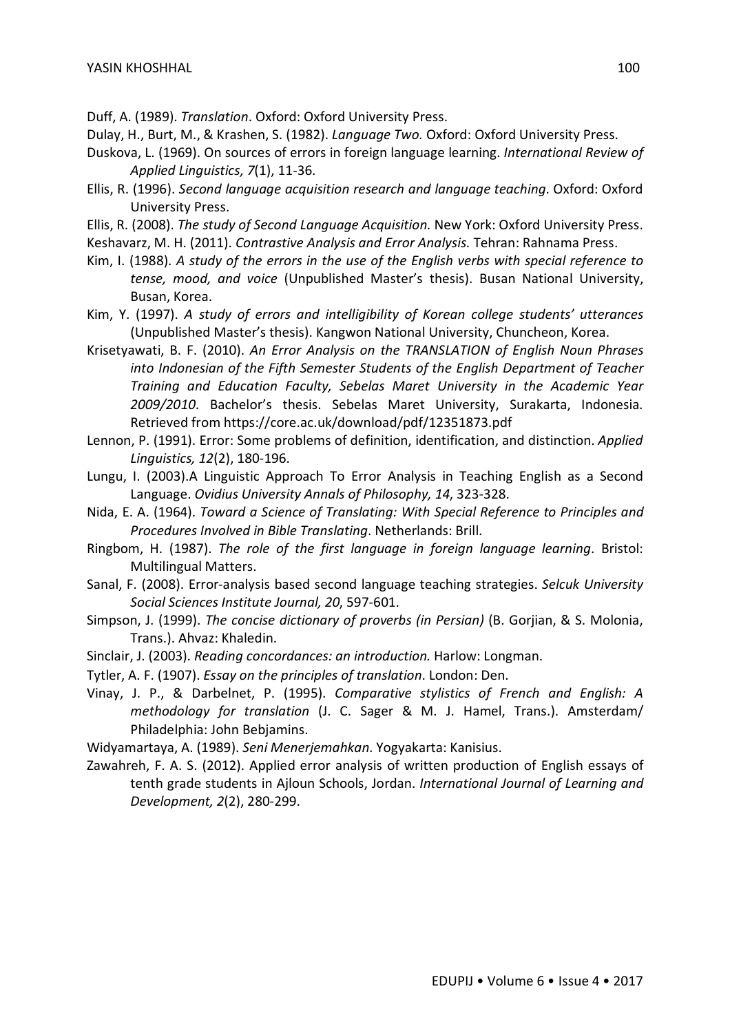Duff, A. (1989). *Translation*. Oxford: Oxford University Press.

Dulay, H., Burt, M., & Krashen, S. (1982). *Language Two.* Oxford: Oxford University Press.

Duskova, L. (1969). On sources of errors in foreign language learning. *International Review of Applied Linguistics, 7*(1), 11-36.

Ellis, R. (1996). *Second language acquisition research and language teaching*. Oxford: Oxford University Press.

Ellis, R. (2008). *The study of Second Language Acquisition.* New York: Oxford University Press.

Keshavarz, M. H. (2011). *Contrastive Analysis and Error Analysis*. Tehran: Rahnama Press.

Kim, I. (1988). *A study of the errors in the use of the English verbs with special reference to tense, mood, and voice* (Unpublished Master's thesis). Busan National University, Busan, Korea.

Kim, Y. (1997). *A study of errors and intelligibility of Korean college students' utterances* (Unpublished Master's thesis). Kangwon National University, Chuncheon, Korea.

Krisetyawati, B. F. (2010). *An Error Analysis on the TRANSLATION of English Noun Phrases into Indonesian of the Fifth Semester Students of the English Department of Teacher Training and Education Faculty, Sebelas Maret University in the Academic Year 2009/2010*. Bachelor's thesis. Sebelas Maret University, Surakarta, Indonesia. Retrieved from https://core.ac.uk/download/pdf/12351873.pdf

Lennon, P. (1991). Error: Some problems of definition, identification, and distinction. *Applied Linguistics, 12*(2), 180-196.

Lungu, I. (2003).A Linguistic Approach To Error Analysis in Teaching English as a Second Language. *Ovidius University Annals of Philosophy, 14*, 323-328.

Nida, E. A. (1964). *Toward a Science of Translating: With Special Reference to Principles and Procedures Involved in Bible Translating*. Netherlands: Brill.

Ringbom, H. (1987). *The role of the first language in foreign language learning*. Bristol: Multilingual Matters.

Sanal, F. (2008). Error-analysis based second language teaching strategies. *Selcuk University Social Sciences Institute Journal, 20*, 597-601.

Simpson, J. (1999). *The concise dictionary of proverbs (in Persian)* (B. Gorjian, & S. Molonia, Trans.). Ahvaz: Khaledin.

Sinclair, J. (2003). *Reading concordances: an introduction.* Harlow: Longman.

Tytler, A. F. (1907). *Essay on the principles of translation*. London: Den.

Vinay, J. P., & Darbelnet, P. (1995). *Comparative stylistics of French and English: A methodology for translation* (J. C. Sager & M. J. Hamel, Trans.). Amsterdam/ Philadelphia: John Bebjamins.

Widyamartaya, A. (1989). *Seni Menerjemahkan*. Yogyakarta: Kanisius.

Zawahreh, F. A. S. (2012). Applied error analysis of written production of English essays of tenth grade students in Ajloun Schools, Jordan. *International Journal of Learning and Development, 2*(2), 280-299.